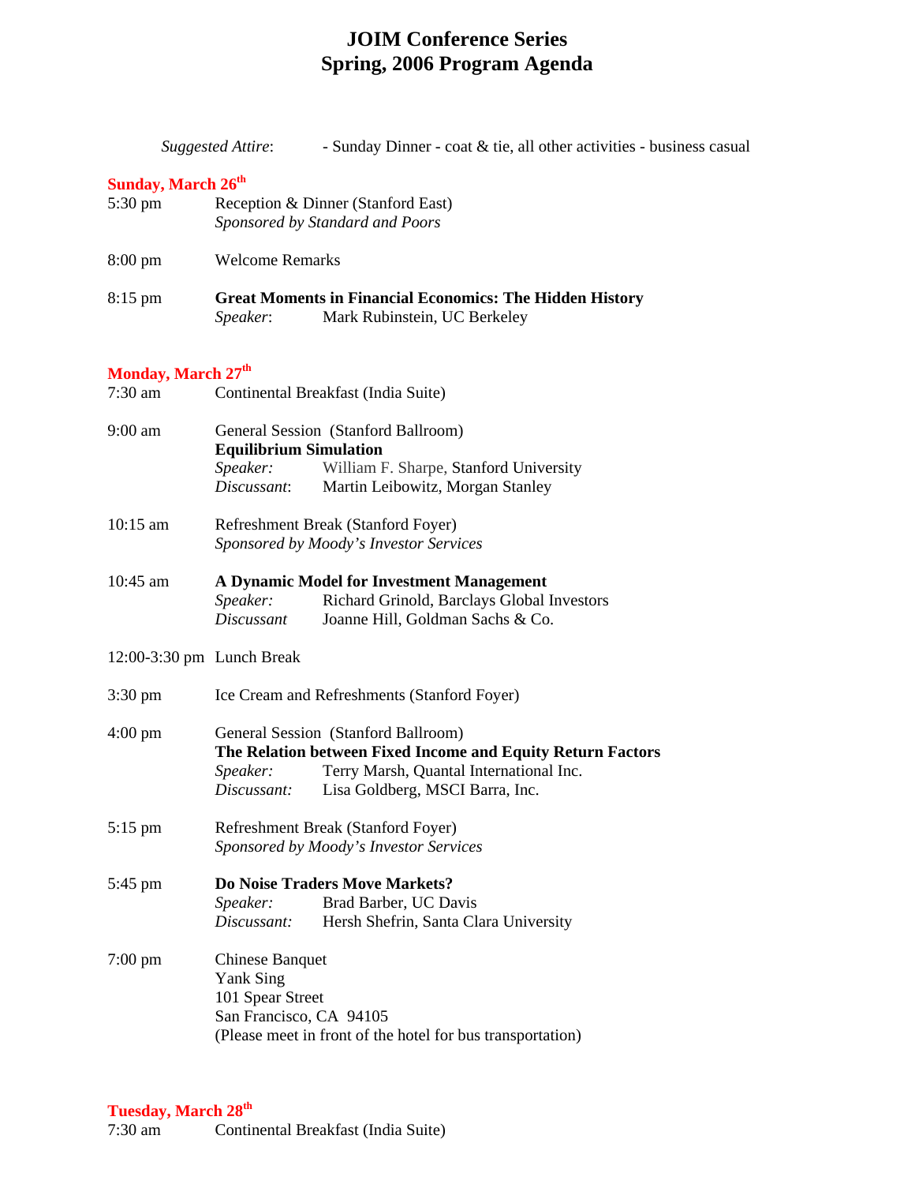# JOIM Conference Series
# Spring, 2006 Program Agenda

*Suggested Attire*: - Sunday Dinner - coat & tie, all other activities - business casual

## Sunday, March 26th

5:30 pm — Reception & Dinner (Stanford East)
*Sponsored by Standard and Poors*

8:00 pm — Welcome Remarks

8:15 pm — **Great Moments in Financial Economics: The Hidden History**
*Speaker*: Mark Rubinstein, UC Berkeley

## Monday, March 27th

7:30 am — Continental Breakfast (India Suite)

9:00 am — General Session (Stanford Ballroom)
**Equilibrium Simulation**
*Speaker:* William F. Sharpe, Stanford University
*Discussant*: Martin Leibowitz, Morgan Stanley

10:15 am — Refreshment Break (Stanford Foyer)
*Sponsored by Moody's Investor Services*

10:45 am — **A Dynamic Model for Investment Management**
*Speaker:* Richard Grinold, Barclays Global Investors
*Discussant* Joanne Hill, Goldman Sachs & Co.

12:00-3:30 pm — Lunch Break

3:30 pm — Ice Cream and Refreshments (Stanford Foyer)

4:00 pm — General Session (Stanford Ballroom)
**The Relation between Fixed Income and Equity Return Factors**
*Speaker:* Terry Marsh, Quantal International Inc.
*Discussant:* Lisa Goldberg, MSCI Barra, Inc.

5:15 pm — Refreshment Break (Stanford Foyer)
*Sponsored by Moody's Investor Services*

5:45 pm — **Do Noise Traders Move Markets?**
*Speaker:* Brad Barber, UC Davis
*Discussant:* Hersh Shefrin, Santa Clara University

7:00 pm — Chinese Banquet
Yank Sing
101 Spear Street
San Francisco, CA 94105
(Please meet in front of the hotel for bus transportation)

## Tuesday, March 28th

7:30 am — Continental Breakfast (India Suite)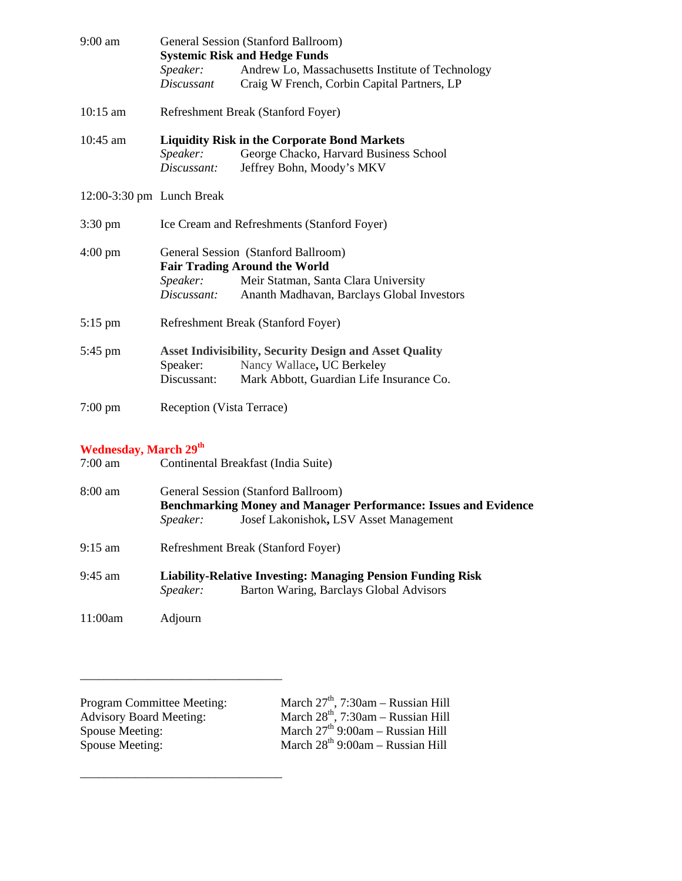9:00 am General Session (Stanford Ballroom)
**Systemic Risk and Hedge Funds**
*Speaker:* Andrew Lo, Massachusetts Institute of Technology
*Discussant* Craig W French, Corbin Capital Partners, LP

10:15 am Refreshment Break (Stanford Foyer)

10:45 am **Liquidity Risk in the Corporate Bond Markets**
*Speaker:* George Chacko, Harvard Business School
*Discussant:* Jeffrey Bohn, Moody's MKV

12:00-3:30 pm Lunch Break

3:30 pm Ice Cream and Refreshments (Stanford Foyer)

4:00 pm General Session (Stanford Ballroom)
**Fair Trading Around the World**
*Speaker:* Meir Statman, Santa Clara University
*Discussant:* Ananth Madhavan, Barclays Global Investors

5:15 pm Refreshment Break (Stanford Foyer)

5:45 pm **Asset Indivisibility, Security Design and Asset Quality**
Speaker: Nancy Wallace**,** UC Berkeley
Discussant: Mark Abbott, Guardian Life Insurance Co.

7:00 pm Reception (Vista Terrace)

## Wednesday, March 29th

7:00 am Continental Breakfast (India Suite)

8:00 am General Session (Stanford Ballroom)
**Benchmarking Money and Manager Performance: Issues and Evidence**
*Speaker:* Josef Lakonishok**,** LSV Asset Management

9:15 am Refreshment Break (Stanford Foyer)

9:45 am **Liability-Relative Investing: Managing Pension Funding Risk**
*Speaker:* Barton Waring, Barclays Global Advisors

11:00am Adjourn

---

| | |
|---|---|
| Program Committee Meeting: | March 27th, 7:30am – Russian Hill |
| Advisory Board Meeting: | March 28th, 7:30am – Russian Hill |
| Spouse Meeting: | March 27th 9:00am – Russian Hill |
| Spouse Meeting: | March 28th 9:00am – Russian Hill |

---